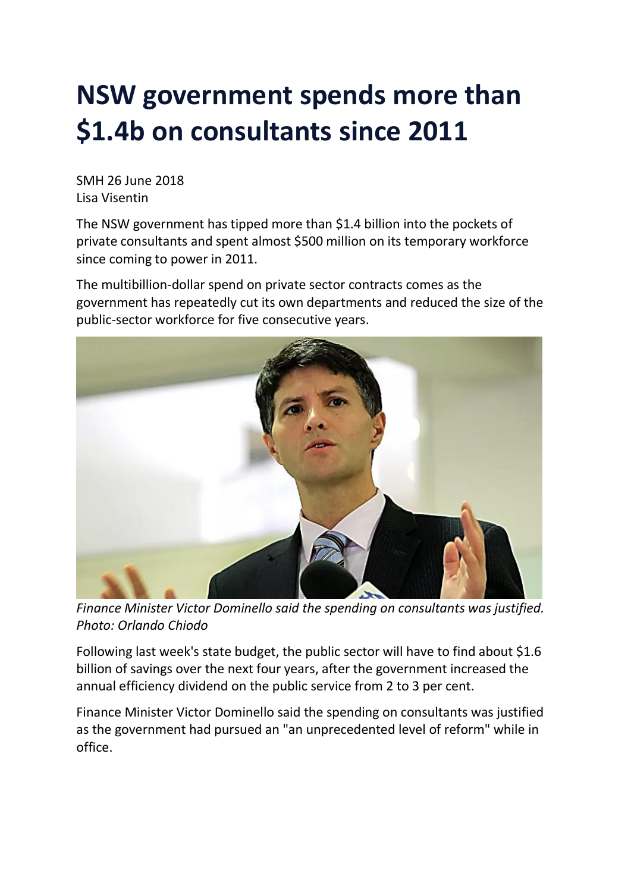# NSW government spends more than $1.4b on consultants since 2011

SMH 26 June 2018
Lisa Visentin

The NSW government has tipped more than $1.4 billion into the pockets of private consultants and spent almost $500 million on its temporary workforce since coming to power in 2011.

The multibillion-dollar spend on private sector contracts comes as the government has repeatedly cut its own departments and reduced the size of the public-sector workforce for five consecutive years.

*Finance Minister Victor Dominello said the spending on consultants was justified. Photo: Orlando Chiodo*

Following last week's state budget, the public sector will have to find about $1.6 billion of savings over the next four years, after the government increased the annual efficiency dividend on the public service from 2 to 3 per cent.

Finance Minister Victor Dominello said the spending on consultants was justified as the government had pursued an "an unprecedented level of reform" while in office.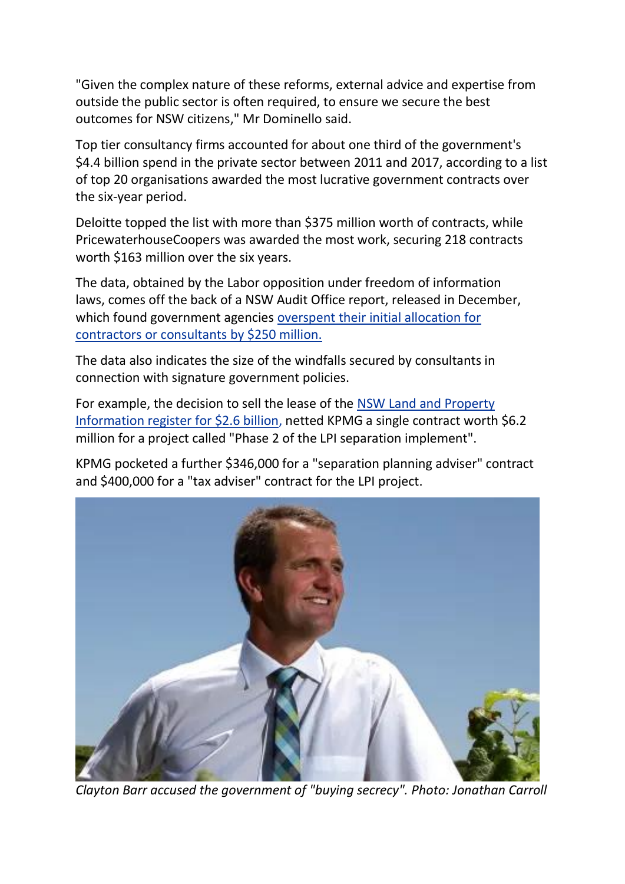"Given the complex nature of these reforms, external advice and expertise from outside the public sector is often required, to ensure we secure the best outcomes for NSW citizens," Mr Dominello said.

Top tier consultancy firms accounted for about one third of the government's $4.4 billion spend in the private sector between 2011 and 2017, according to a list of top 20 organisations awarded the most lucrative government contracts over the six-year period.

Deloitte topped the list with more than $375 million worth of contracts, while PricewaterhouseCoopers was awarded the most work, securing 218 contracts worth $163 million over the six years.

The data, obtained by the Labor opposition under freedom of information laws, comes off the back of a NSW Audit Office report, released in December, which found government agencies overspent their initial allocation for contractors or consultants by $250 million.

The data also indicates the size of the windfalls secured by consultants in connection with signature government policies.

For example, the decision to sell the lease of the NSW Land and Property Information register for $2.6 billion, netted KPMG a single contract worth $6.2 million for a project called "Phase 2 of the LPI separation implement".

KPMG pocketed a further $346,000 for a "separation planning adviser" contract and $400,000 for a "tax adviser" contract for the LPI project.

*Clayton Barr accused the government of "buying secrecy". Photo: Jonathan Carroll*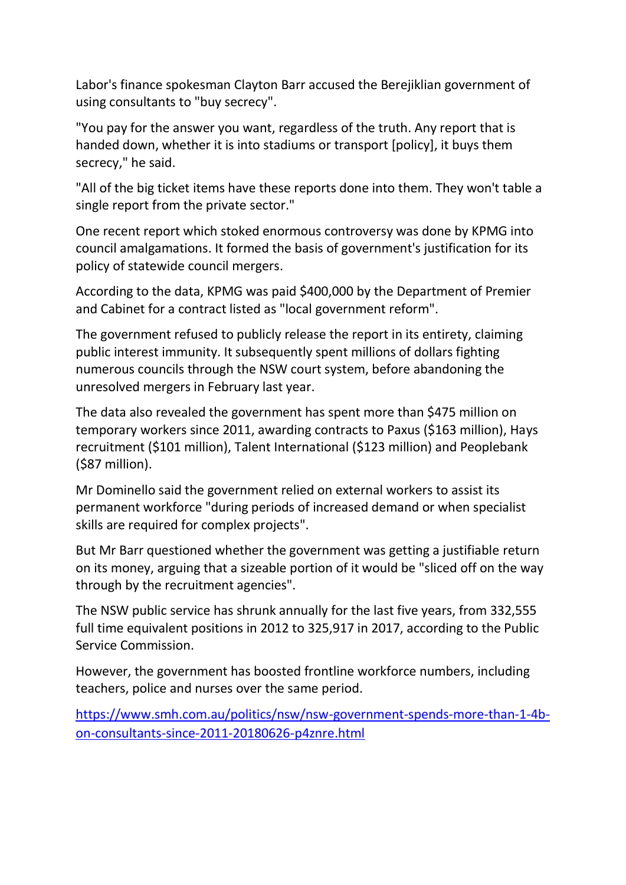Labor's finance spokesman Clayton Barr accused the Berejiklian government of using consultants to "buy secrecy".

"You pay for the answer you want, regardless of the truth. Any report that is handed down, whether it is into stadiums or transport [policy], it buys them secrecy," he said.

"All of the big ticket items have these reports done into them. They won't table a single report from the private sector."

One recent report which stoked enormous controversy was done by KPMG into council amalgamations. It formed the basis of government's justification for its policy of statewide council mergers.

According to the data, KPMG was paid $400,000 by the Department of Premier and Cabinet for a contract listed as "local government reform".

The government refused to publicly release the report in its entirety, claiming public interest immunity. It subsequently spent millions of dollars fighting numerous councils through the NSW court system, before abandoning the unresolved mergers in February last year.

The data also revealed the government has spent more than $475 million on temporary workers since 2011, awarding contracts to Paxus ($163 million), Hays recruitment ($101 million), Talent International ($123 million) and Peoplebank ($87 million).

Mr Dominello said the government relied on external workers to assist its permanent workforce "during periods of increased demand or when specialist skills are required for complex projects".

But Mr Barr questioned whether the government was getting a justifiable return on its money, arguing that a sizeable portion of it would be "sliced off on the way through by the recruitment agencies".

The NSW public service has shrunk annually for the last five years, from 332,555 full time equivalent positions in 2012 to 325,917 in 2017, according to the Public Service Commission.

However, the government has boosted frontline workforce numbers, including teachers, police and nurses over the same period.

https://www.smh.com.au/politics/nsw/nsw-government-spends-more-than-1-4b-on-consultants-since-2011-20180626-p4znre.html